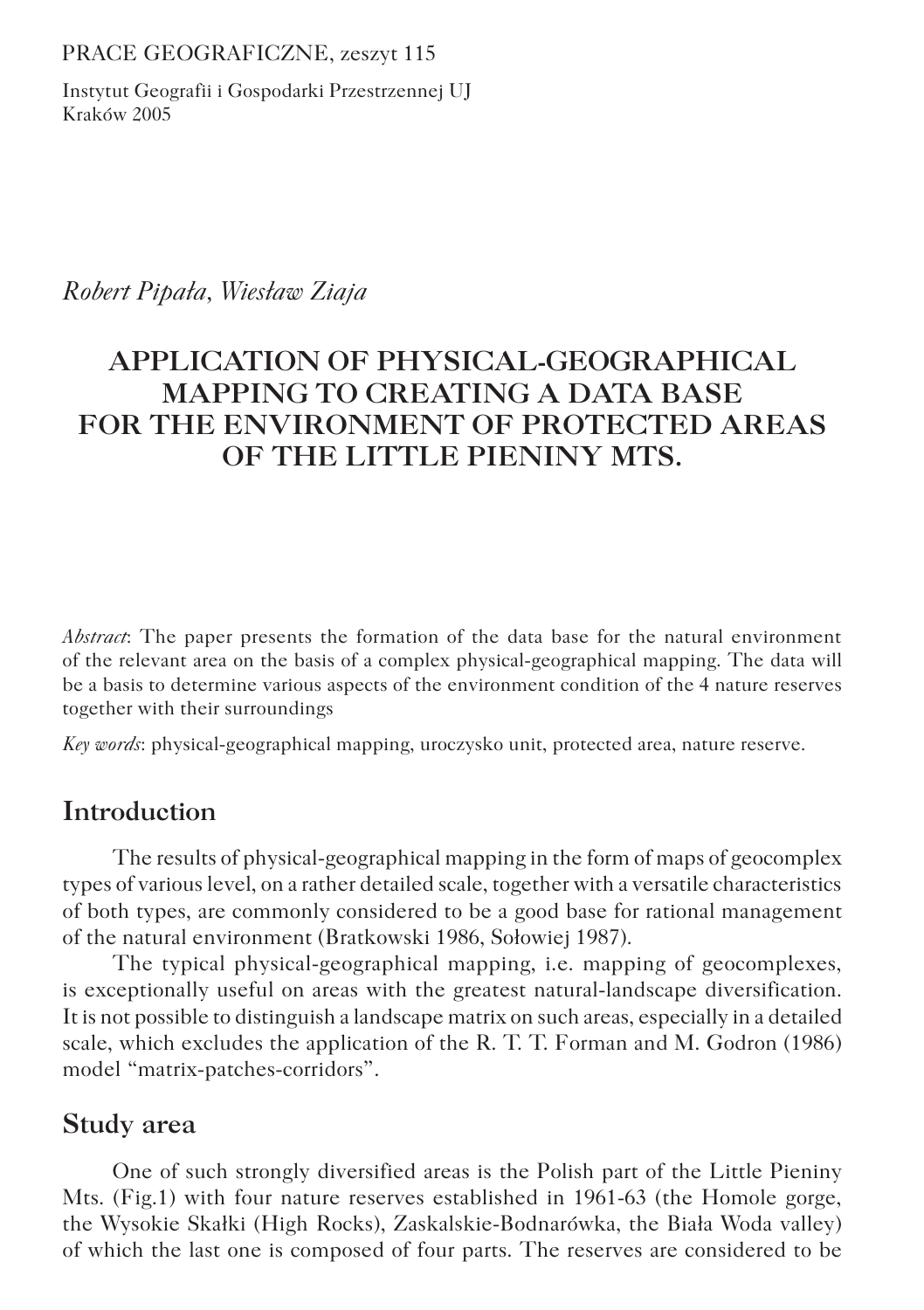PRACE GEOGRAFICZNE, zeszyt 115

Instytut Geografii i Gospodarki Przestrzennej UJ
Kraków 2005

*Robert Pipała, Wiesław Ziaja*

# APPLICATION OF PHYSICAL-GEOGRAPHICAL MAPPING TO CREATING A DATA BASE FOR THE ENVIRONMENT OF PROTECTED AREAS OF THE LITTLE PIENINY MTS.

*Abstract*: The paper presents the formation of the data base for the natural environment of the relevant area on the basis of a complex physical-geographical mapping. The data will be a basis to determine various aspects of the environment condition of the 4 nature reserves together with their surroundings

*Key words*: physical-geographical mapping, uroczysko unit, protected area, nature reserve.

## Introduction

The results of physical-geographical mapping in the form of maps of geocomplex types of various level, on a rather detailed scale, together with a versatile characteristics of both types, are commonly considered to be a good base for rational management of the natural environment (Bratkowski 1986, Sołowiej 1987).

The typical physical-geographical mapping, i.e. mapping of geocomplexes, is exceptionally useful on areas with the greatest natural-landscape diversification. It is not possible to distinguish a landscape matrix on such areas, especially in a detailed scale, which excludes the application of the R. T. T. Forman and M. Godron (1986) model "matrix-patches-corridors".

## Study area

One of such strongly diversified areas is the Polish part of the Little Pieniny Mts. (Fig.1) with four nature reserves established in 1961-63 (the Homole gorge, the Wysokie Skałki (High Rocks), Zaskalskie-Bodnarówka, the Biała Woda valley) of which the last one is composed of four parts. The reserves are considered to be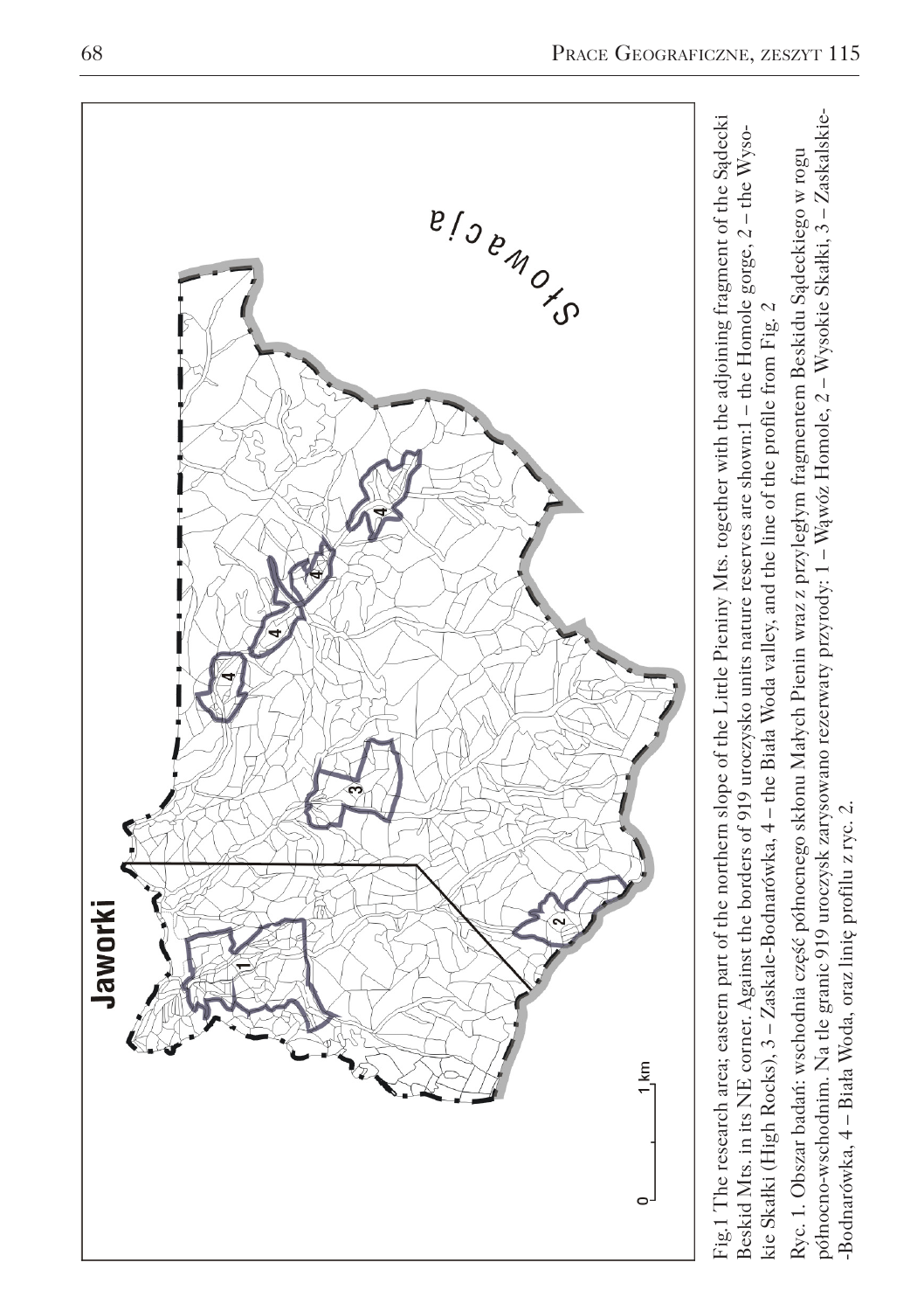Fig.1 The research area; eastern part of the northern slope of the Little Pieniny Mts. together with the adjoining fragment of the Sądecki Beskid Mts. in its NE corner. Against the borders of 919 uroczysko units nature reserves are shown:1 – the Homole gorge, 2 – the Wysokie Skałki (High Rocks), 3 – Zaskale-Bodnarówka, 4 – the Biała Woda valley, and the line of the profile from Fig. 2

Ryc. 1. Obszar badań: wschodnia część północnego skłonu Małych Pienin wraz z przyległym fragmentem Beskidu Sądeckiego w rogu północno-wschodnim. Na tle granic 919 uroczysk zarysowano rezerwaty przyrody: 1 – Wąwóz Homole, 2 – Wysokie Skałki, 3 – Zaskalskie-Bodnarówka, 4 – Biała Woda, oraz linię profilu z ryc. 2.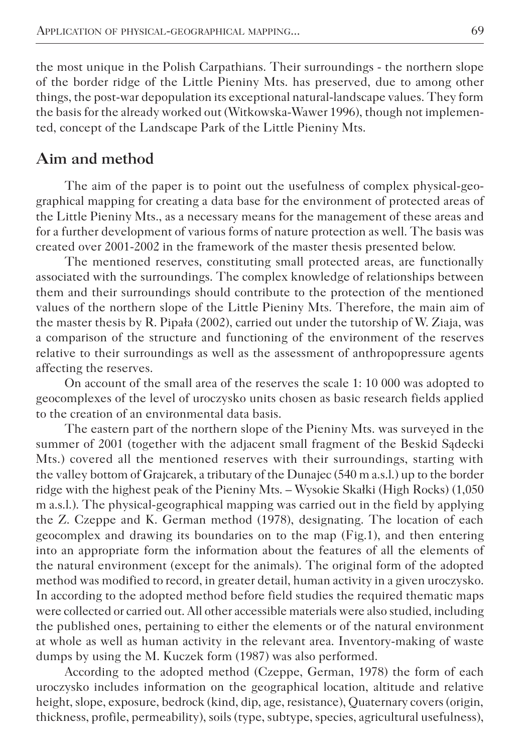the most unique in the Polish Carpathians. Their surroundings - the northern slope of the border ridge of the Little Pieniny Mts. has preserved, due to among other things, the post-war depopulation its exceptional natural-landscape values. They form the basis for the already worked out (Witkowska-Wawer 1996), though not implemented, concept of the Landscape Park of the Little Pieniny Mts.

## Aim and method

The aim of the paper is to point out the usefulness of complex physical-geographical mapping for creating a data base for the environment of protected areas of the Little Pieniny Mts., as a necessary means for the management of these areas and for a further development of various forms of nature protection as well. The basis was created over 2001-2002 in the framework of the master thesis presented below.

The mentioned reserves, constituting small protected areas, are functionally associated with the surroundings. The complex knowledge of relationships between them and their surroundings should contribute to the protection of the mentioned values of the northern slope of the Little Pieniny Mts. Therefore, the main aim of the master thesis by R. Pipała (2002), carried out under the tutorship of W. Ziaja, was a comparison of the structure and functioning of the environment of the reserves relative to their surroundings as well as the assessment of anthropopressure agents affecting the reserves.

On account of the small area of the reserves the scale 1: 10 000 was adopted to geocomplexes of the level of uroczysko units chosen as basic research fields applied to the creation of an environmental data basis.

The eastern part of the northern slope of the Pieniny Mts. was surveyed in the summer of 2001 (together with the adjacent small fragment of the Beskid Sądecki Mts.) covered all the mentioned reserves with their surroundings, starting with the valley bottom of Grajcarek, a tributary of the Dunajec (540 m a.s.l.) up to the border ridge with the highest peak of the Pieniny Mts. – Wysokie Skałki (High Rocks) (1,050 m a.s.l.). The physical-geographical mapping was carried out in the field by applying the Z. Czeppe and K. German method (1978), designating. The location of each geocomplex and drawing its boundaries on to the map (Fig.1), and then entering into an appropriate form the information about the features of all the elements of the natural environment (except for the animals). The original form of the adopted method was modified to record, in greater detail, human activity in a given uroczysko. In according to the adopted method before field studies the required thematic maps were collected or carried out. All other accessible materials were also studied, including the published ones, pertaining to either the elements or of the natural environment at whole as well as human activity in the relevant area. Inventory-making of waste dumps by using the M. Kuczek form (1987) was also performed.

According to the adopted method (Czeppe, German, 1978) the form of each uroczysko includes information on the geographical location, altitude and relative height, slope, exposure, bedrock (kind, dip, age, resistance), Quaternary covers (origin, thickness, profile, permeability), soils (type, subtype, species, agricultural usefulness),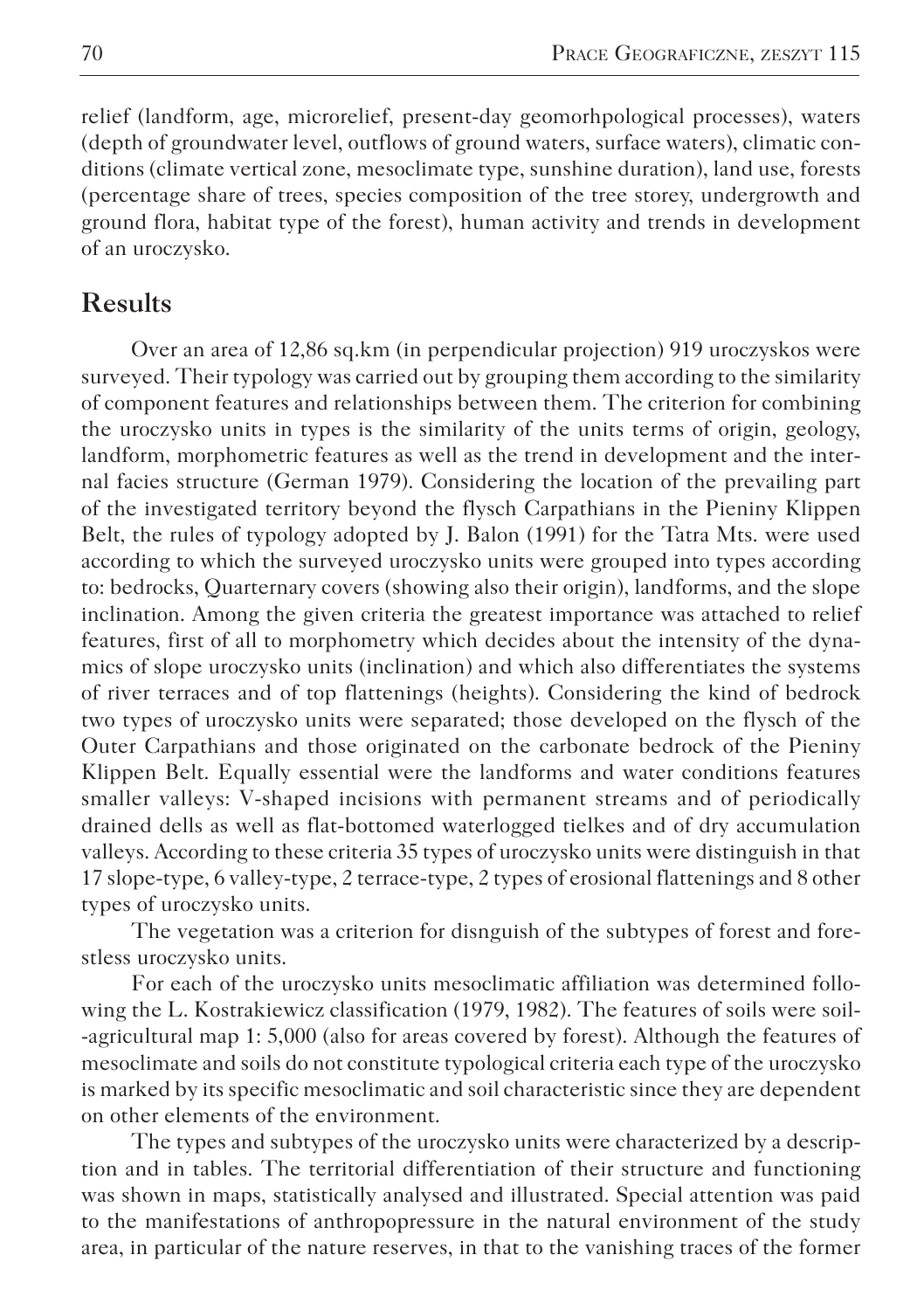relief (landform, age, microrelief, present-day geomorhpological processes), waters (depth of groundwater level, outflows of ground waters, surface waters), climatic conditions (climate vertical zone, mesoclimate type, sunshine duration), land use, forests (percentage share of trees, species composition of the tree storey, undergrowth and ground flora, habitat type of the forest), human activity and trends in development of an uroczysko.

## Results

Over an area of 12,86 sq.km (in perpendicular projection) 919 uroczyskos were surveyed. Their typology was carried out by grouping them according to the similarity of component features and relationships between them. The criterion for combining the uroczysko units in types is the similarity of the units terms of origin, geology, landform, morphometric features as well as the trend in development and the internal facies structure (German 1979). Considering the location of the prevailing part of the investigated territory beyond the flysch Carpathians in the Pieniny Klippen Belt, the rules of typology adopted by J. Balon (1991) for the Tatra Mts. were used according to which the surveyed uroczysko units were grouped into types according to: bedrocks, Quarternary covers (showing also their origin), landforms, and the slope inclination. Among the given criteria the greatest importance was attached to relief features, first of all to morphometry which decides about the intensity of the dynamics of slope uroczysko units (inclination) and which also differentiates the systems of river terraces and of top flattenings (heights). Considering the kind of bedrock two types of uroczysko units were separated; those developed on the flysch of the Outer Carpathians and those originated on the carbonate bedrock of the Pieniny Klippen Belt. Equally essential were the landforms and water conditions features smaller valleys: V-shaped incisions with permanent streams and of periodically drained dells as well as flat-bottomed waterlogged tielkes and of dry accumulation valleys. According to these criteria 35 types of uroczysko units were distinguish in that 17 slope-type, 6 valley-type, 2 terrace-type, 2 types of erosional flattenings and 8 other types of uroczysko units.

The vegetation was a criterion for disnguish of the subtypes of forest and forestless uroczysko units.

For each of the uroczysko units mesoclimatic affiliation was determined following the L. Kostrakiewicz classification (1979, 1982). The features of soils were soil--agricultural map 1: 5,000 (also for areas covered by forest). Although the features of mesoclimate and soils do not constitute typological criteria each type of the uroczysko is marked by its specific mesoclimatic and soil characteristic since they are dependent on other elements of the environment.

The types and subtypes of the uroczysko units were characterized by a description and in tables. The territorial differentiation of their structure and functioning was shown in maps, statistically analysed and illustrated. Special attention was paid to the manifestations of anthropopressure in the natural environment of the study area, in particular of the nature reserves, in that to the vanishing traces of the former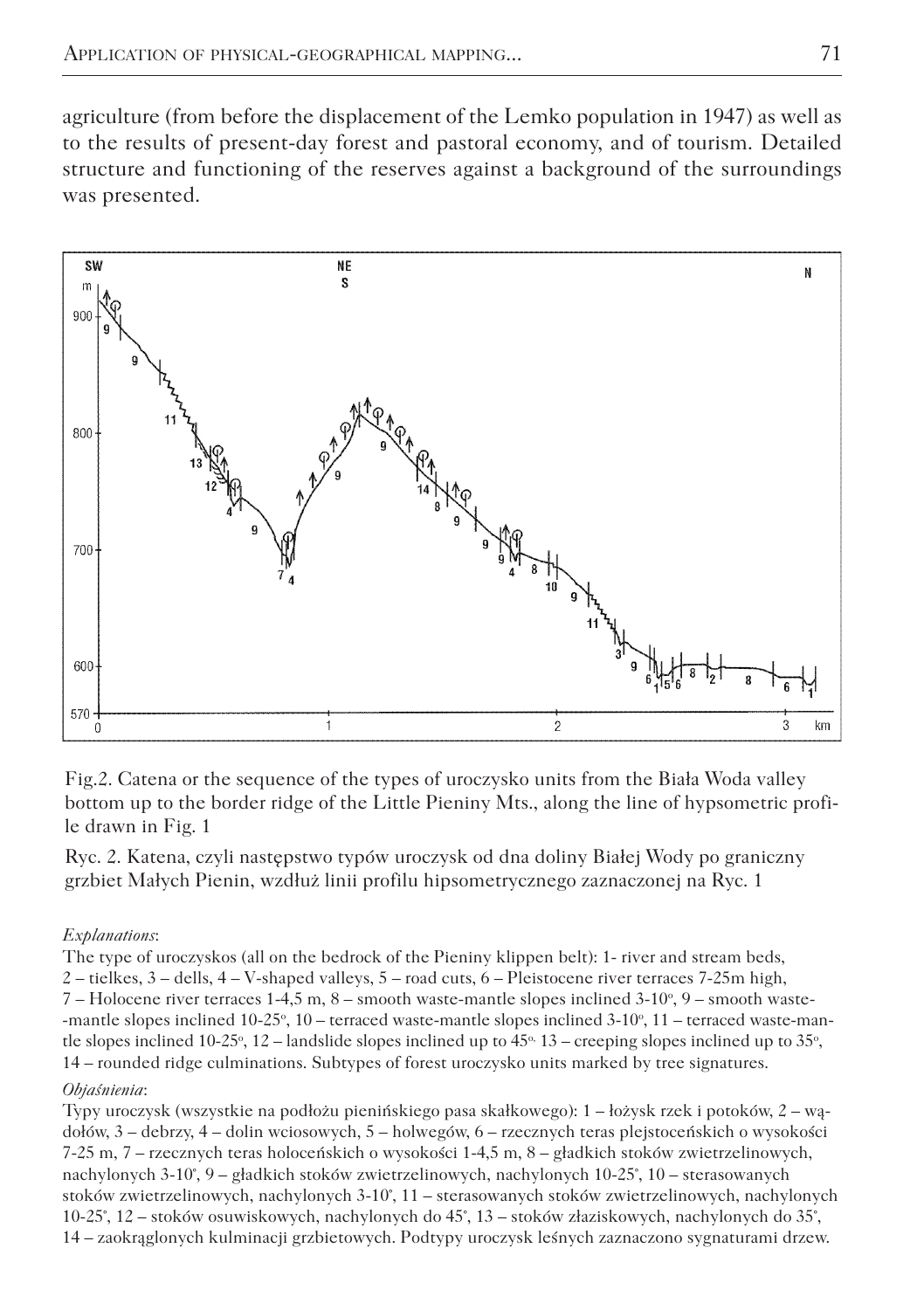agriculture (from before the displacement of the Lemko population in 1947) as well as to the results of present-day forest and pastoral economy, and of tourism. Detailed structure and functioning of the reserves against a background of the surroundings was presented.

Fig.2. Catena or the sequence of the types of uroczysko units from the Biała Woda valley bottom up to the border ridge of the Little Pieniny Mts., along the line of hypsometric profile drawn in Fig. 1

Ryc. 2. Katena, czyli następstwo typów uroczysk od dna doliny Białej Wody po graniczny grzbiet Małych Pienin, wzdłuż linii profilu hipsometrycznego zaznaczonej na Ryc. 1

*Explanations*:

The type of uroczyskos (all on the bedrock of the Pieniny klippen belt): 1- river and stream beds, 2 – tielkes, 3 – dells, 4 – V-shaped valleys, 5 – road cuts, 6 – Pleistocene river terraces 7-25m high, 7 – Holocene river terraces 1-4,5 m, 8 – smooth waste-mantle slopes inclined 3-10º, 9 – smooth waste-mantle slopes inclined 10-25º, 10 – terraced waste-mantle slopes inclined 3-10º, 11 – terraced waste-mantle slopes inclined 10-25º, 12 – landslide slopes inclined up to 45º, 13 – creeping slopes inclined up to 35º, 14 – rounded ridge culminations. Subtypes of forest uroczysko units marked by tree signatures.

*Objaśnienia*:

Typy uroczysk (wszystkie na podłożu pienińskiego pasa skałkowego): 1 – łożysk rzek i potoków, 2 – wądołów, 3 – debrzy, 4 – dolin wciosowych, 5 – holwegów, 6 – rzecznych teras plejstoceńskich o wysokości 7-25 m, 7 – rzecznych teras holoceńskich o wysokości 1-4,5 m, 8 – gładkich stoków zwietrzelinowych, nachylonych 3-10º, 9 – gładkich stoków zwietrzelinowych, nachylonych 10-25º, 10 – sterasowanych stoków zwietrzelinowych, nachylonych 3-10º, 11 – sterasowanych stoków zwietrzelinowych, nachylonych 10-25º, 12 – stoków osuwiskowych, nachylonych do 45º, 13 – stoków złaziskowych, nachylonych do 35º, 14 – zaokrąglonych kulminacji grzbietowych. Podtypy uroczysk leśnych zaznaczono sygnaturami drzew.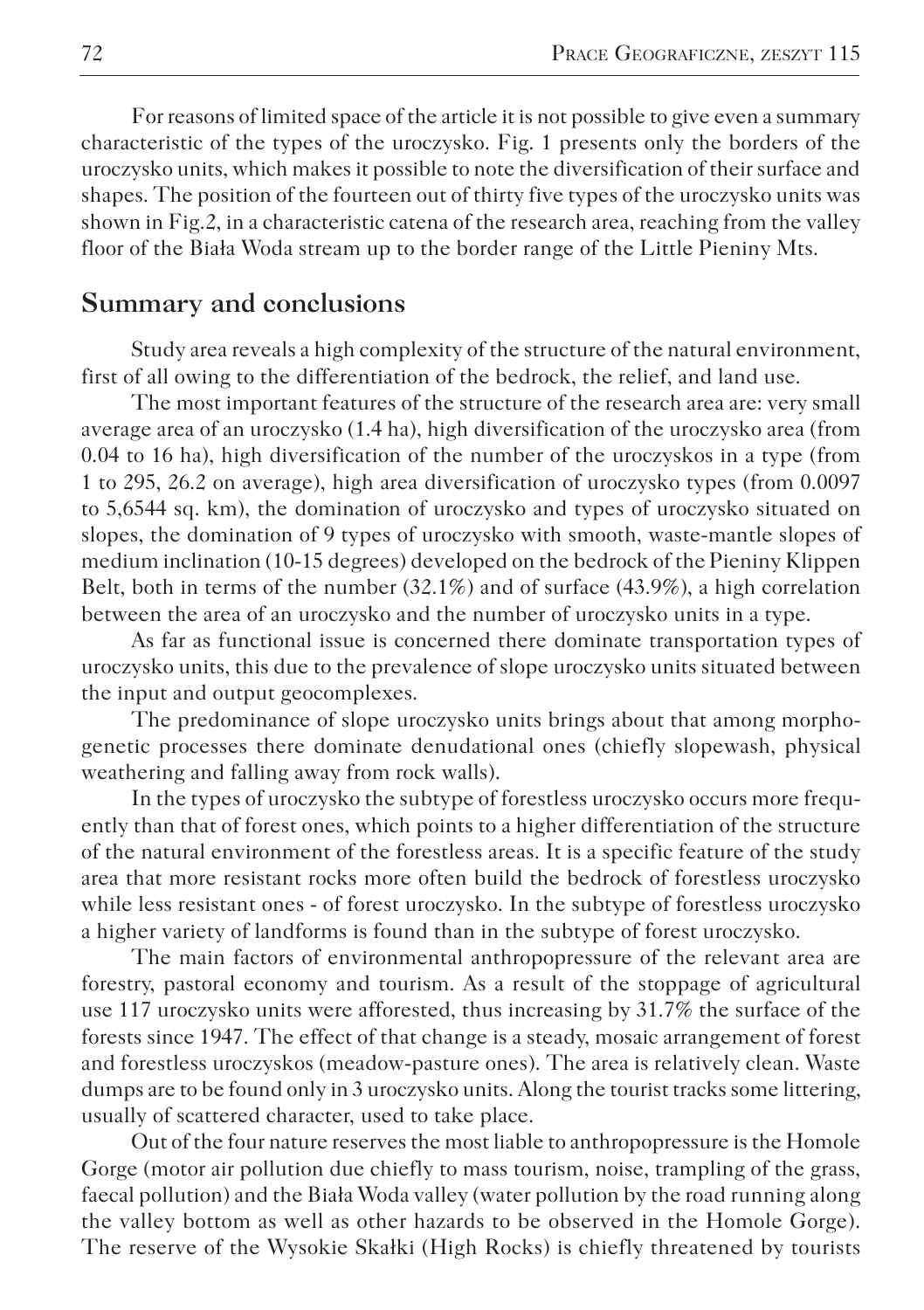For reasons of limited space of the article it is not possible to give even a summary characteristic of the types of the uroczysko. Fig. 1 presents only the borders of the uroczysko units, which makes it possible to note the diversification of their surface and shapes. The position of the fourteen out of thirty five types of the uroczysko units was shown in Fig.2, in a characteristic catena of the research area, reaching from the valley floor of the Biała Woda stream up to the border range of the Little Pieniny Mts.

## Summary and conclusions

Study area reveals a high complexity of the structure of the natural environment, first of all owing to the differentiation of the bedrock, the relief, and land use.

The most important features of the structure of the research area are: very small average area of an uroczysko (1.4 ha), high diversification of the uroczysko area (from 0.04 to 16 ha), high diversification of the number of the uroczyskos in a type (from 1 to 295, 26.2 on average), high area diversification of uroczysko types (from 0.0097 to 5,6544 sq. km), the domination of uroczysko and types of uroczysko situated on slopes, the domination of 9 types of uroczysko with smooth, waste-mantle slopes of medium inclination (10-15 degrees) developed on the bedrock of the Pieniny Klippen Belt, both in terms of the number (32.1%) and of surface (43.9%), a high correlation between the area of an uroczysko and the number of uroczysko units in a type.

As far as functional issue is concerned there dominate transportation types of uroczysko units, this due to the prevalence of slope uroczysko units situated between the input and output geocomplexes.

The predominance of slope uroczysko units brings about that among morphogenetic processes there dominate denudational ones (chiefly slopewash, physical weathering and falling away from rock walls).

In the types of uroczysko the subtype of forestless uroczysko occurs more frequently than that of forest ones, which points to a higher differentiation of the structure of the natural environment of the forestless areas. It is a specific feature of the study area that more resistant rocks more often build the bedrock of forestless uroczysko while less resistant ones - of forest uroczysko. In the subtype of forestless uroczysko a higher variety of landforms is found than in the subtype of forest uroczysko.

The main factors of environmental anthropopressure of the relevant area are forestry, pastoral economy and tourism. As a result of the stoppage of agricultural use 117 uroczysko units were afforested, thus increasing by 31.7% the surface of the forests since 1947. The effect of that change is a steady, mosaic arrangement of forest and forestless uroczyskos (meadow-pasture ones). The area is relatively clean. Waste dumps are to be found only in 3 uroczysko units. Along the tourist tracks some littering, usually of scattered character, used to take place.

Out of the four nature reserves the most liable to anthropopressure is the Homole Gorge (motor air pollution due chiefly to mass tourism, noise, trampling of the grass, faecal pollution) and the Biała Woda valley (water pollution by the road running along the valley bottom as well as other hazards to be observed in the Homole Gorge). The reserve of the Wysokie Skałki (High Rocks) is chiefly threatened by tourists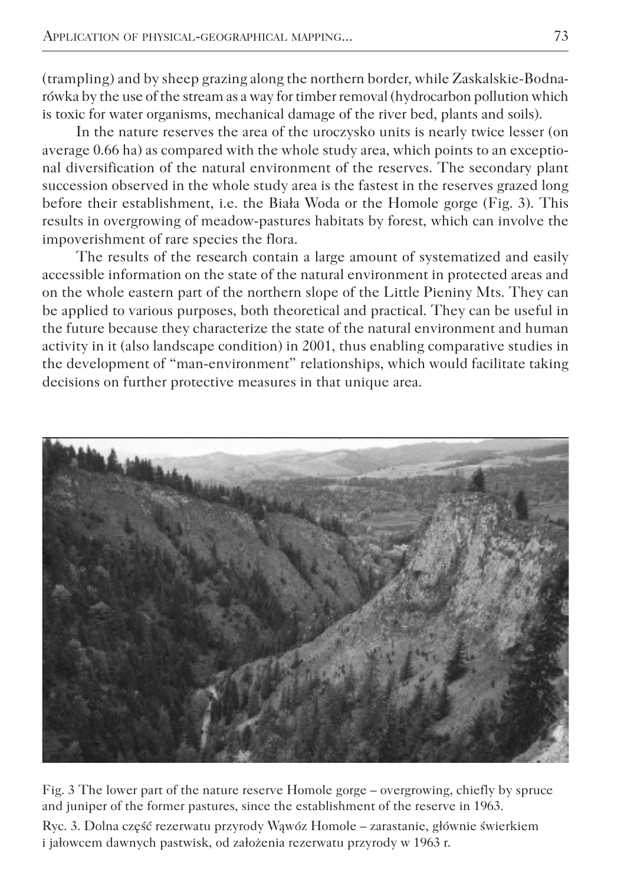(trampling) and by sheep grazing along the northern border, while Zaskalskie-Bodnarówka by the use of the stream as a way for timber removal (hydrocarbon pollution which is toxic for water organisms, mechanical damage of the river bed, plants and soils).

In the nature reserves the area of the uroczysko units is nearly twice lesser (on average 0.66 ha) as compared with the whole study area, which points to an exceptional diversification of the natural environment of the reserves. The secondary plant succession observed in the whole study area is the fastest in the reserves grazed long before their establishment, i.e. the Biała Woda or the Homole gorge (Fig. 3). This results in overgrowing of meadow-pastures habitats by forest, which can involve the impoverishment of rare species the flora.

The results of the research contain a large amount of systematized and easily accessible information on the state of the natural environment in protected areas and on the whole eastern part of the northern slope of the Little Pieniny Mts. They can be applied to various purposes, both theoretical and practical. They can be useful in the future because they characterize the state of the natural environment and human activity in it (also landscape condition) in 2001, thus enabling comparative studies in the development of "man-environment" relationships, which would facilitate taking decisions on further protective measures in that unique area.

Fig. 3 The lower part of the nature reserve Homole gorge – overgrowing, chiefly by spruce and juniper of the former pastures, since the establishment of the reserve in 1963.

Ryc. 3. Dolna część rezerwatu przyrody Wąwóz Homole – zarastanie, głównie świerkiem i jałowcem dawnych pastwisk, od założenia rezerwatu przyrody w 1963 r.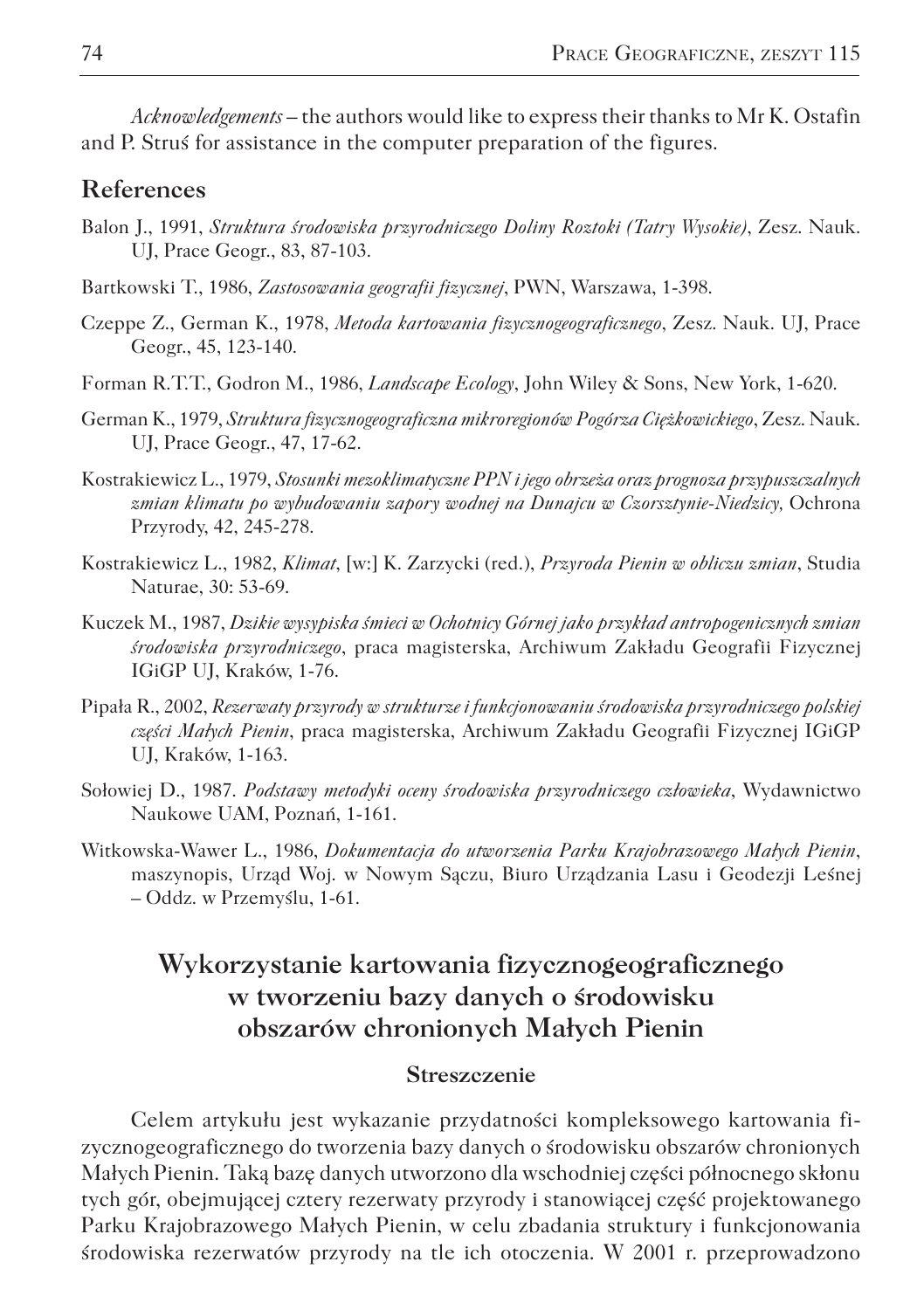*Acknowledgements* – the authors would like to express their thanks to Mr K. Ostafin and P. Struś for assistance in the computer preparation of the figures.

## References

Balon J., 1991, *Struktura środowiska przyrodniczego Doliny Roztoki (Tatry Wysokie)*, Zesz. Nauk. UJ, Prace Geogr., 83, 87-103.

Bartkowski T., 1986, *Zastosowania geografii fizycznej*, PWN, Warszawa, 1-398.

Czeppe Z., German K., 1978, *Metoda kartowania fizycznogeograficznego*, Zesz. Nauk. UJ, Prace Geogr., 45, 123-140.

Forman R.T.T., Godron M., 1986, *Landscape Ecology*, John Wiley & Sons, New York, 1-620.

German K., 1979, *Struktura fizycznogeograficzna mikroregionów Pogórza Ciężkowickiego*, Zesz. Nauk. UJ, Prace Geogr., 47, 17-62.

Kostrakiewicz L., 1979, *Stosunki mezoklimatyczne PPN i jego obrzeża oraz prognoza przypuszczalnych zmian klimatu po wybudowaniu zapory wodnej na Dunajcu w Czorsztynie-Niedzicy*, Ochrona Przyrody, 42, 245-278.

Kostrakiewicz L., 1982, *Klimat*, [w:] K. Zarzycki (red.), *Przyroda Pienin w obliczu zmian*, Studia Naturae, 30: 53-69.

Kuczek M., 1987, *Dzikie wysypiska śmieci w Ochotnicy Górnej jako przykład antropogenicznych zmian środowiska przyrodniczego*, praca magisterska, Archiwum Zakładu Geografii Fizycznej IGiGP UJ, Kraków, 1-76.

Pipała R., 2002, *Rezerwaty przyrody w strukturze i funkcjonowaniu środowiska przyrodniczego polskiej części Małych Pienin*, praca magisterska, Archiwum Zakładu Geografii Fizycznej IGiGP UJ, Kraków, 1-163.

Sołowiej D., 1987. *Podstawy metodyki oceny środowiska przyrodniczego człowieka*, Wydawnictwo Naukowe UAM, Poznań, 1-161.

Witkowska-Wawer L., 1986, *Dokumentacja do utworzenia Parku Krajobrazowego Małych Pienin*, maszynopis, Urząd Woj. w Nowym Sączu, Biuro Urządzania Lasu i Geodezji Leśnej – Oddz. w Przemyślu, 1-61.

## Wykorzystanie kartowania fizycznogeograficznego w tworzeniu bazy danych o środowisku obszarów chronionych Małych Pienin

### Streszczenie

Celem artykułu jest wykazanie przydatności kompleksowego kartowania fizycznogeograficznego do tworzenia bazy danych o środowisku obszarów chronionych Małych Pienin. Taką bazę danych utworzono dla wschodniej części północnego skłonu tych gór, obejmującej cztery rezerwaty przyrody i stanowiącej część projektowanego Parku Krajobrazowego Małych Pienin, w celu zbadania struktury i funkcjonowania środowiska rezerwatów przyrody na tle ich otoczenia. W 2001 r. przeprowadzono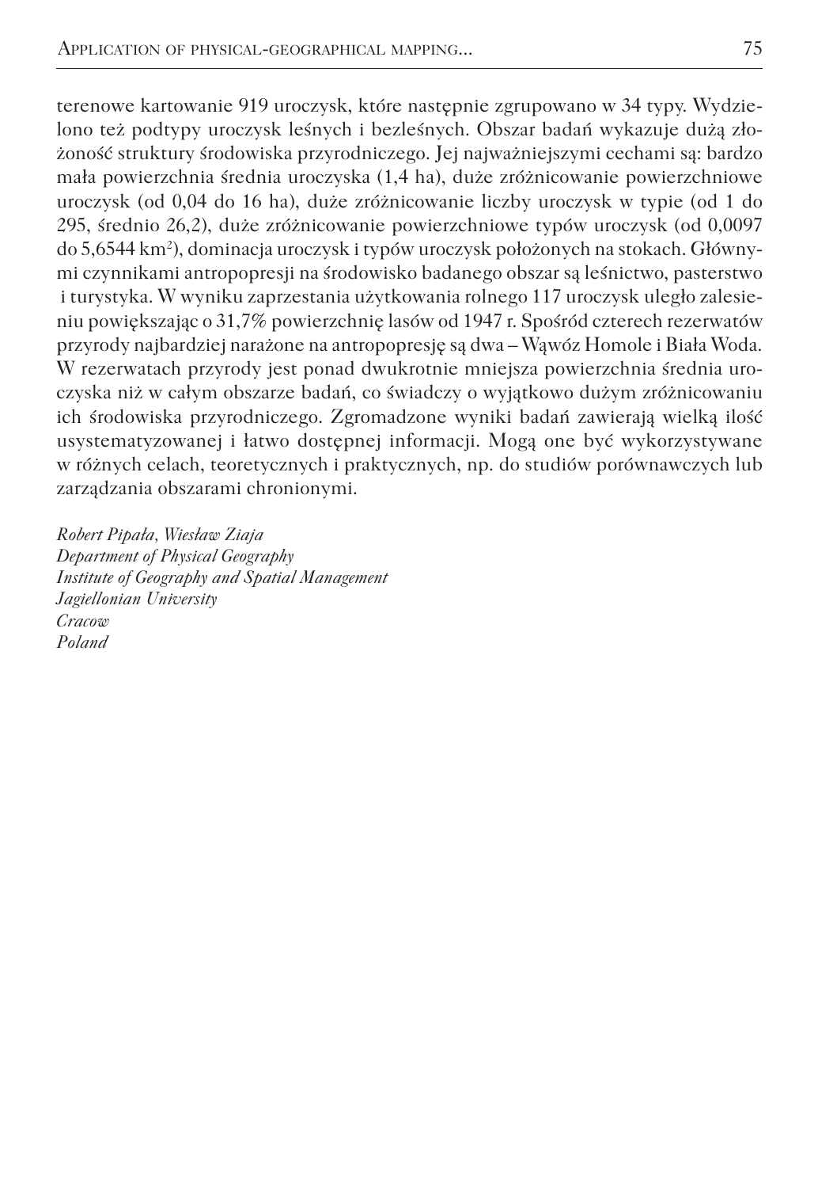terenowe kartowanie 919 uroczysk, które następnie zgrupowano w 34 typy. Wydzielono też podtypy uroczysk leśnych i bezleśnych. Obszar badań wykazuje dużą złożoność struktury środowiska przyrodniczego. Jej najważniejszymi cechami są: bardzo mała powierzchnia średnia uroczyska (1,4 ha), duże zróżnicowanie powierzchniowe uroczysk (od 0,04 do 16 ha), duże zróżnicowanie liczby uroczysk w typie (od 1 do 295, średnio 26,2), duże zróżnicowanie powierzchniowe typów uroczysk (od 0,0097 do 5,6544 km$^2$), dominacja uroczysk i typów uroczysk położonych na stokach. Głównymi czynnikami antropopresji na środowisko badanego obszar są leśnictwo, pasterstwo i turystyka. W wyniku zaprzestania użytkowania rolnego 117 uroczysk uległo zalesieniu powiększając o 31,7% powierzchnię lasów od 1947 r. Spośród czterech rezerwatów przyrody najbardziej narażone na antropopresję są dwa – Wąwóz Homole i Biała Woda. W rezerwatach przyrody jest ponad dwukrotnie mniejsza powierzchnia średnia uroczyska niż w całym obszarze badań, co świadczy o wyjątkowo dużym zróżnicowaniu ich środowiska przyrodniczego. Zgromadzone wyniki badań zawierają wielką ilość usystematyzowanej i łatwo dostępnej informacji. Mogą one być wykorzystywane w różnych celach, teoretycznych i praktycznych, np. do studiów porównawczych lub zarządzania obszarami chronionymi.

*Robert Pipała, Wiesław Ziaja*
*Department of Physical Geography*
*Institute of Geography and Spatial Management*
*Jagiellonian University*
*Cracow*
*Poland*